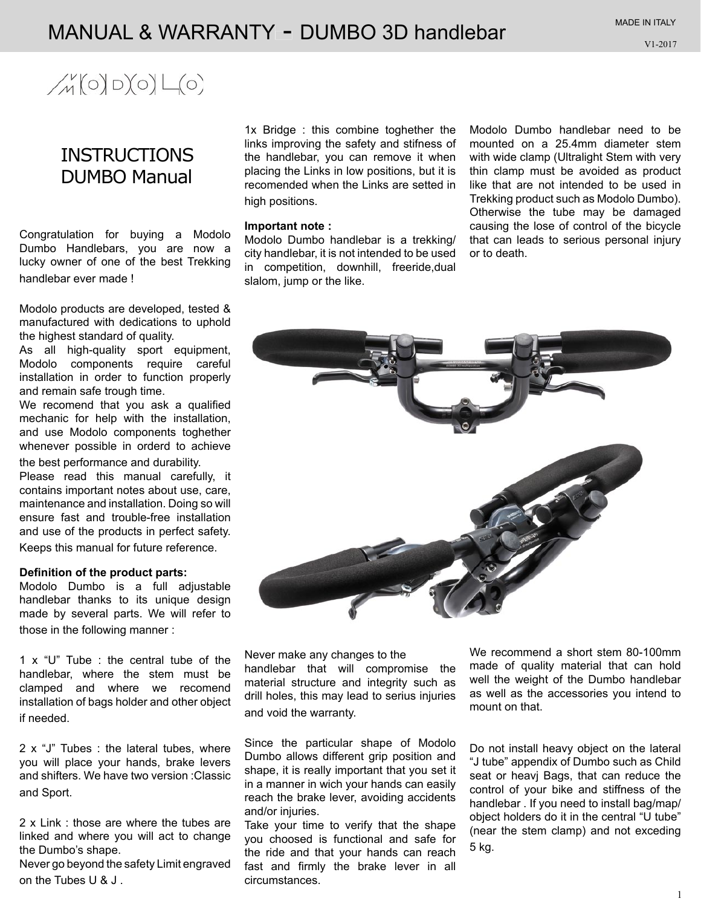# MANUAL & WARRANTY - DUMBO 3D handlebar

MADE IN ITALY

V1-2017

MODOLO

## INSTRUCTIONS DUMBO Manual

Congratulation for buying a Modolo Dumbo Handlebars, you are now a lucky owner of one of the best Trekking handlebar ever made !

Modolo products are developed, tested & manufactured with dedications to uphold the highest standard of quality.

As all high-quality sport equipment, Modolo components require careful installation in order to function properly and remain safe trough time.

We recomend that you ask a qualified mechanic for help with the installation, and use Modolo components toghether whenever possible in orderd to achieve the best performance and durability.

Please read this manual carefully, it contains important notes about use, care, maintenance and installation. Doing so will ensure fast and trouble-free installation and use of the products in perfect safety. Keeps this manual for future reference.

**Definition of the product parts:**

Modolo Dumbo is a full adjustable handlebar thanks to its unique design made by several parts. We will refer to those in the following manner :

1 x "U" Tube : the central tube of the handlebar, where the stem must be clamped and where we recomend installation of bags holder and other object if needed.

2 x "J" Tubes : the lateral tubes, where you will place your hands, brake levers and shifters. We have two version :Classic and Sport.

2 x Link : those are where the tubes are linked and where you will act to change the Dumbo's shape.

Never go beyond the safety Limit engraved on the Tubes U & J .

1x Bridge : this combine toghether the links improving the safety and stifness of the handlebar, you can remove it when placing the Links in low positions, but it is recomended when the Links are setted in high positions.

**Important note :**

Modolo Dumbo handlebar is a trekking/ city handlebar, it is not intended to be used in competition, downhill, freeride,dual slalom, jump or the like.

Modolo Dumbo handlebar need to be mounted on a 25.4mm diameter stem with wide clamp (Ultralight Stem with very thin clamp must be avoided as product like that are not intended to be used in Trekking product such as Modolo Dumbo). Otherwise the tube may be damaged causing the lose of control of the bicycle that can leads to serious personal injury or to death.

Never make any changes to the handlebar that will compromise the material structure and integrity such as drill holes, this may lead to serius injuries and void the warranty.

Since the particular shape of Modolo Dumbo allows different grip position and shape, it is really important that you set it in a manner in wich your hands can easily reach the brake lever, avoiding accidents and/or injuries.

Take your time to verify that the shape you choosed is functional and safe for the ride and that your hands can reach fast and firmly the brake lever in all circumstances.

We recommend a short stem 80-100mm made of quality material that can hold well the weight of the Dumbo handlebar as well as the accessories you intend to mount on that.

Do not install heavy object on the lateral "J tube" appendix of Dumbo such as Child seat or heavj Bags, that can reduce the control of your bike and stiffness of the handlebar . If you need to install bag/map/ object holders do it in the central "U tube" (near the stem clamp) and not exceding 5 kg.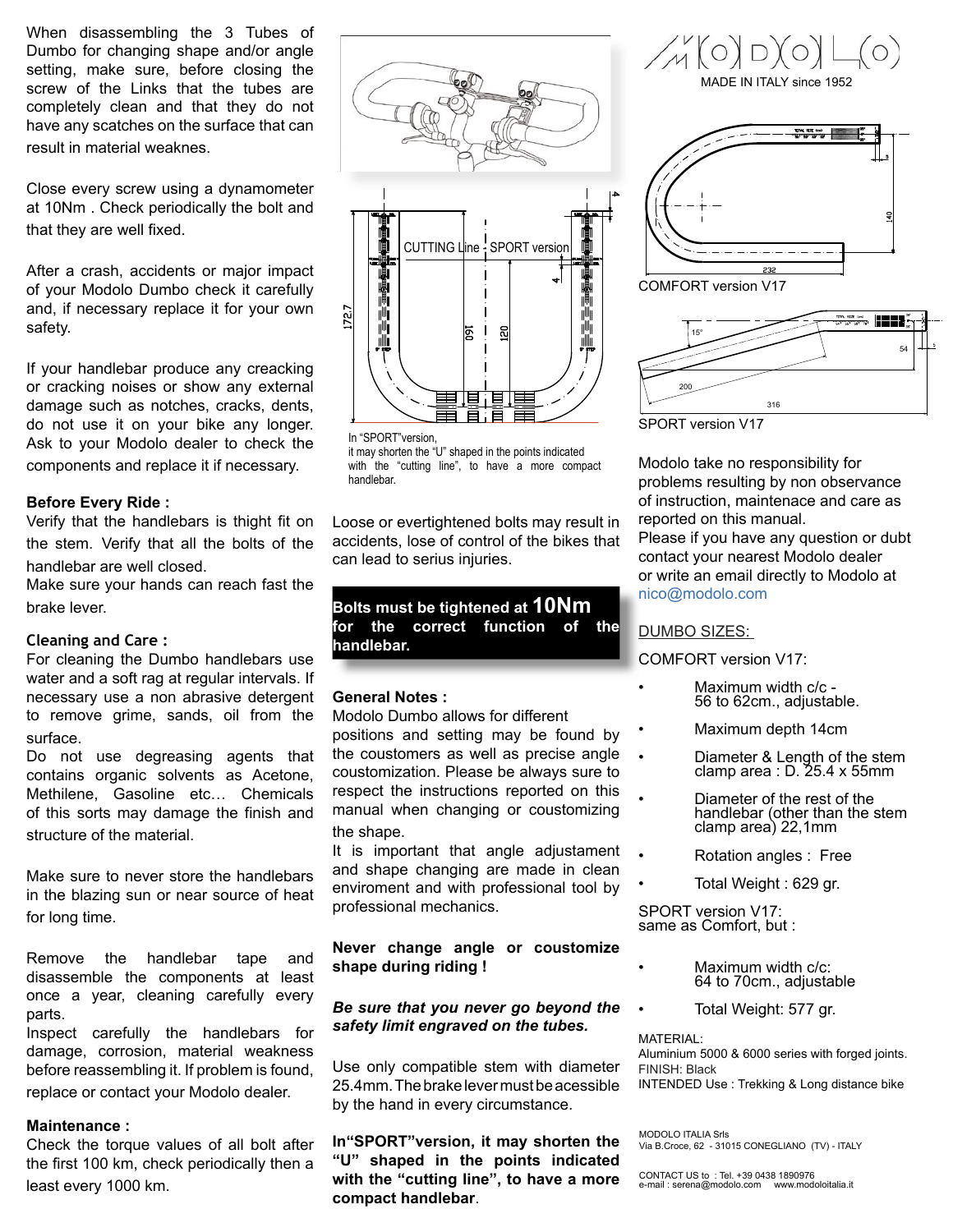When disassembling the 3 Tubes of Dumbo for changing shape and/or angle setting, make sure, before closing the screw of the Links that the tubes are completely clean and that they do not have any scatches on the surface that can result in material weaknes.

Close every screw using a dynamometer at 10Nm . Check periodically the bolt and that they are well fixed.

After a crash, accidents or major impact of your Modolo Dumbo check it carefully and, if necessary replace it for your own safety.

If your handlebar produce any creacking or cracking noises or show any external damage such as notches, cracks, dents, do not use it on your bike any longer. Ask to your Modolo dealer to check the components and replace it if necessary.

**Before Every Ride :**

Verify that the handlebars is thight fit on the stem. Verify that all the bolts of the handlebar are well closed.

Make sure your hands can reach fast the brake lever.

**Cleaning and Care :**

For cleaning the Dumbo handlebars use water and a soft rag at regular intervals. If necessary use a non abrasive detergent to remove grime, sands, oil from the surface.

Do not use degreasing agents that contains organic solvents as Acetone, Methilene, Gasoline etc… Chemicals of this sorts may damage the finish and structure of the material.

Make sure to never store the handlebars in the blazing sun or near source of heat for long time.

Remove the handlebar tape and disassemble the components at least once a year, cleaning carefully every parts.

Inspect carefully the handlebars for damage, corrosion, material weakness before reassembling it. If problem is found, replace or contact your Modolo dealer.

**Maintenance :**

Check the torque values of all bolt after the first 100 km, check periodically then a least every 1000 km.

CUTTING Line - SPORT version

172.7

160

120

In "SPORT"version,
it may shorten the "U" shaped in the points indicated with the "cutting line", to have a more compact handlebar.

Loose or evertightened bolts may result in accidents, lose of control of the bikes that can lead to serius injuries.

**Bolts must be tightened at 10Nm for the correct function of the handlebar.**

**General Notes :**

Modolo Dumbo allows for different positions and setting may be found by the coustomers as well as precise angle coustomization. Please be always sure to respect the instructions reported on this manual when changing or coustomizing the shape.

It is important that angle adjustment and shape changing are made in clean enviroment and with professional tool by professional mechanics.

**Never change angle or coustomize shape during riding !**

***Be sure that you never go beyond the safety limit engraved on the tubes.***

Use only compatible stem with diameter 25.4mm. The brake lever must be accessible by the hand in every circumstance.

**In"SPORT"version, it may shorten the "U" shaped in the points indicated with the "cutting line", to have a more compact handlebar**.

MODOLO

MADE IN ITALY since 1952

232

140

COMFORT version V17

15°

200

316

54

SPORT version V17

Modolo take no responsibility for problems resulting by non observance of instruction, maintenance and care as reported on this manual.

Please if you have any question or dubt contact your nearest Modolo dealer or write an email directly to Modolo at nico@modolo.com

## DUMBO SIZES:

COMFORT version V17:

- Maximum width c/c - 56 to 62cm., adjustable.
- Maximum depth 14cm
- Diameter & Length of the stem clamp area : D. 25.4 x 55mm
- Diameter of the rest of the handlebar (other than the stem clamp area) 22,1mm
- Rotation angles : Free
- Total Weight : 629 gr.

SPORT version V17:
same as Comfort, but :

- Maximum width c/c: 64 to 70cm., adjustable
- Total Weight: 577 gr.

MATERIAL:
Aluminium 5000 & 6000 series with forged joints.
FINISH: Black
INTENDED Use : Trekking & Long distance bike

MODOLO ITALIA Srls
Via B.Croce, 62 - 31015 CONEGLIANO (TV) - ITALY

CONTACT US to : Tel. +39 0438 1890976
e-mail : serena@modolo.com www.modoloitalia.it